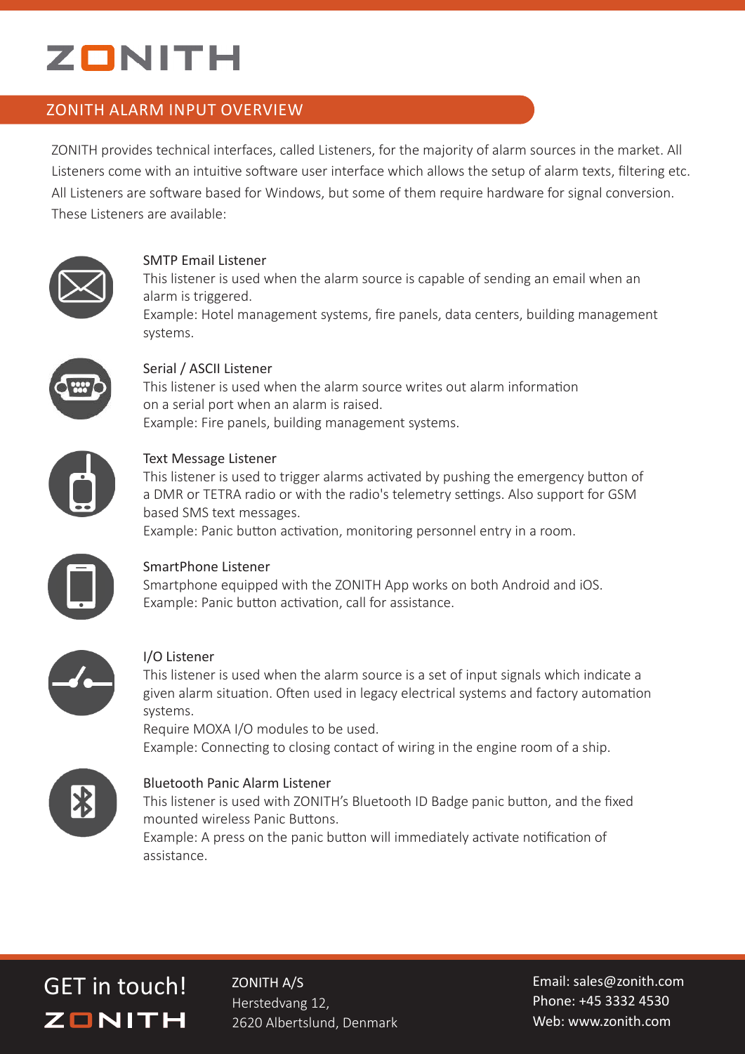# ZONITH

## ZONITH ALARM INPUT OVERVIEW

ZONITH provides technical interfaces, called Listeners, for the majority of alarm sources in the market. All Listeners come with an intuitive software user interface which allows the setup of alarm texts, filtering etc. All Listeners are software based for Windows, but some of them require hardware for signal conversion. These Listeners are available:

### SMTP Email Listener

This listener is used when the alarm source is capable of sending an email when an alarm is triggered.
Example: Hotel management systems, fire panels, data centers, building management systems.

### Serial / ASCII Listener

This listener is used when the alarm source writes out alarm information on a serial port when an alarm is raised.
Example: Fire panels, building management systems.

### Text Message Listener

This listener is used to trigger alarms activated by pushing the emergency button of a DMR or TETRA radio or with the radio's telemetry settings. Also support for GSM based SMS text messages.
Example: Panic button activation, monitoring personnel entry in a room.

### SmartPhone Listener

Smartphone equipped with the ZONITH App works on both Android and iOS.
Example: Panic button activation, call for assistance.

### I/O Listener

This listener is used when the alarm source is a set of input signals which indicate a given alarm situation. Often used in legacy electrical systems and factory automation systems.
Require MOXA I/O modules to be used.
Example: Connecting to closing contact of wiring in the engine room of a ship.

### Bluetooth Panic Alarm Listener

This listener is used with ZONITH's Bluetooth ID Badge panic button, and the fixed mounted wireless Panic Buttons.
Example: A press on the panic button will immediately activate notification of assistance.

GET in touch!
ZONITH

ZONITH A/S
Herstedvang 12,
2620 Albertslund, Denmark

Email: sales@zonith.com
Phone: +45 3332 4530
Web: www.zonith.com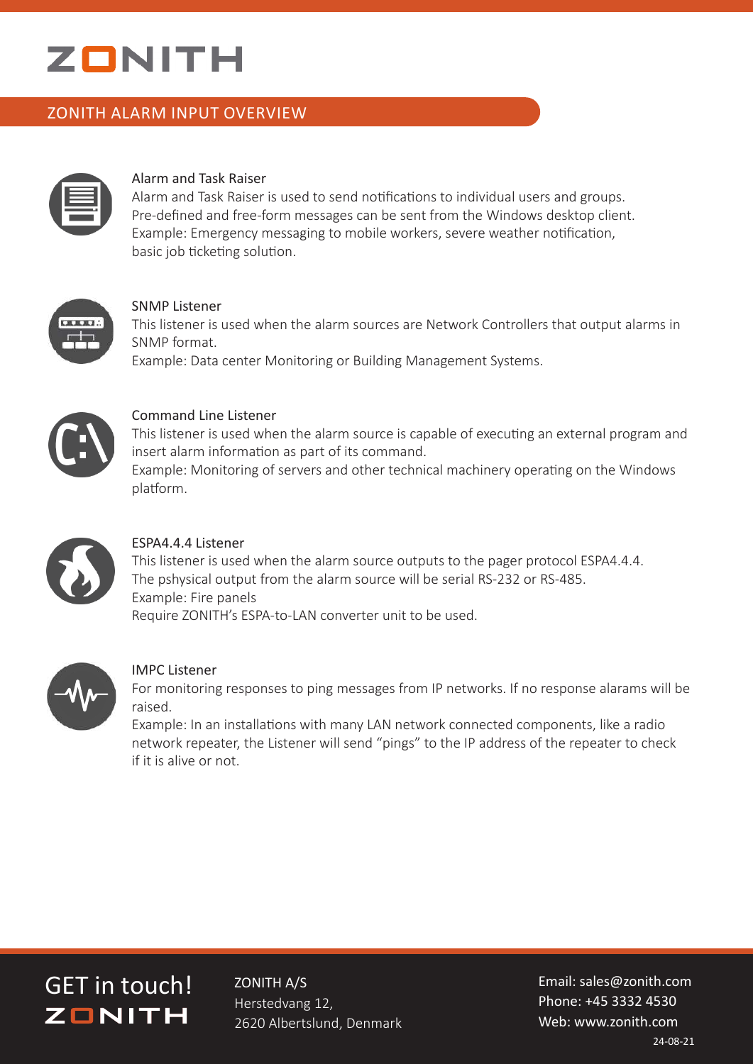# ZONITH

## ZONITH ALARM INPUT OVERVIEW

### Alarm and Task Raiser

Alarm and Task Raiser is used to send notifications to individual users and groups. Pre-defined and free-form messages can be sent from the Windows desktop client. Example: Emergency messaging to mobile workers, severe weather notification, basic job ticketing solution.

### SNMP Listener

This listener is used when the alarm sources are Network Controllers that output alarms in SNMP format.
Example: Data center Monitoring or Building Management Systems.

### Command Line Listener

This listener is used when the alarm source is capable of executing an external program and insert alarm information as part of its command.
Example: Monitoring of servers and other technical machinery operating on the Windows platform.

### ESPA4.4.4 Listener

This listener is used when the alarm source outputs to the pager protocol ESPA4.4.4.
The pshysical output from the alarm source will be serial RS-232 or RS-485.
Example: Fire panels
Require ZONITH's ESPA-to-LAN converter unit to be used.

### IMPC Listener

For monitoring responses to ping messages from IP networks. If no response alarams will be raised.
Example: In an installations with many LAN network connected components, like a radio network repeater, the Listener will send "pings" to the IP address of the repeater to check if it is alive or not.

GET in touch!
ZONITH

ZONITH A/S
Herstedvang 12,
2620 Albertslund, Denmark

Email: sales@zonith.com
Phone: +45 3332 4530
Web: www.zonith.com

24-08-21